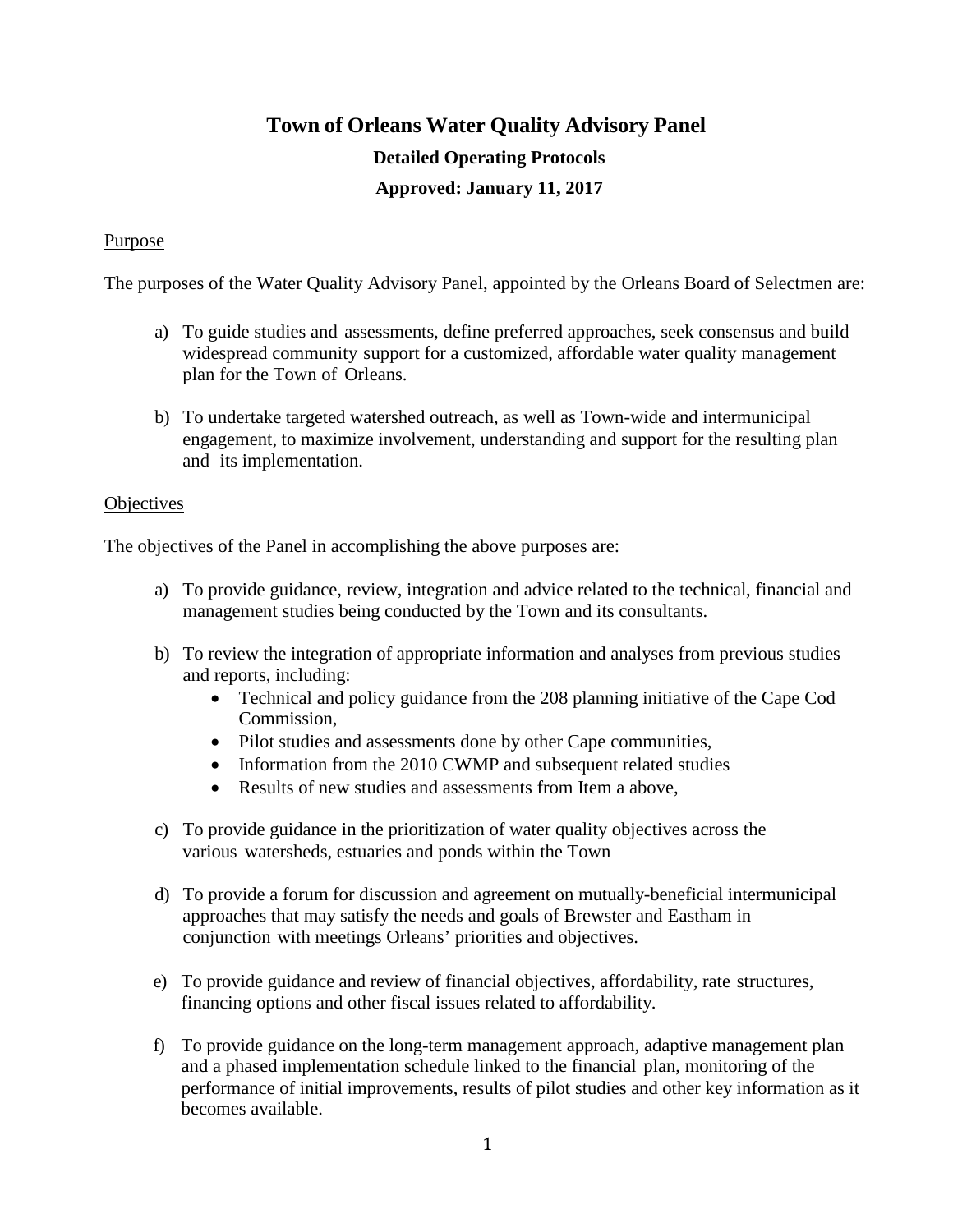# Town of Orleans Water Quality Advisory Panel

## Detailed Operating Protocols

## Approved: January 11, 2017

Purpose

The purposes of the Water Quality Advisory Panel, appointed by the Orleans Board of Selectmen are:

a) To guide studies and assessments, define preferred approaches, seek consensus and build widespread community support for a customized, affordable water quality management plan for the Town of Orleans.

b) To undertake targeted watershed outreach, as well as Town-wide and intermunicipal engagement, to maximize involvement, understanding and support for the resulting plan and its implementation.

Objectives

The objectives of the Panel in accomplishing the above purposes are:

a) To provide guidance, review, integration and advice related to the technical, financial and management studies being conducted by the Town and its consultants.

b) To review the integration of appropriate information and analyses from previous studies and reports, including:
   - Technical and policy guidance from the 208 planning initiative of the Cape Cod Commission,
   - Pilot studies and assessments done by other Cape communities,
   - Information from the 2010 CWMP and subsequent related studies
   - Results of new studies and assessments from Item a above,

c) To provide guidance in the prioritization of water quality objectives across the various watersheds, estuaries and ponds within the Town

d) To provide a forum for discussion and agreement on mutually-beneficial intermunicipal approaches that may satisfy the needs and goals of Brewster and Eastham in conjunction with meetings Orleans' priorities and objectives.

e) To provide guidance and review of financial objectives, affordability, rate structures, financing options and other fiscal issues related to affordability.

f) To provide guidance on the long-term management approach, adaptive management plan and a phased implementation schedule linked to the financial plan, monitoring of the performance of initial improvements, results of pilot studies and other key information as it becomes available.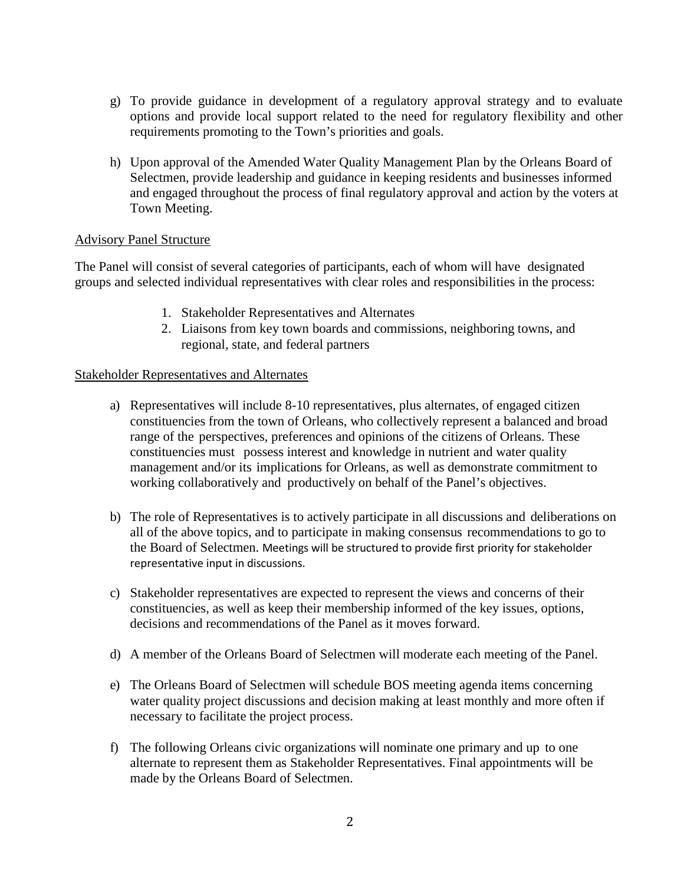g) To provide guidance in development of a regulatory approval strategy and to evaluate options and provide local support related to the need for regulatory flexibility and other requirements promoting to the Town's priorities and goals.

h) Upon approval of the Amended Water Quality Management Plan by the Orleans Board of Selectmen, provide leadership and guidance in keeping residents and businesses informed and engaged throughout the process of final regulatory approval and action by the voters at Town Meeting.

<u>Advisory Panel Structure</u>

The Panel will consist of several categories of participants, each of whom will have designated groups and selected individual representatives with clear roles and responsibilities in the process:

1. Stakeholder Representatives and Alternates
2. Liaisons from key town boards and commissions, neighboring towns, and regional, state, and federal partners

<u>Stakeholder Representatives and Alternates</u>

a) Representatives will include 8-10 representatives, plus alternates, of engaged citizen constituencies from the town of Orleans, who collectively represent a balanced and broad range of the perspectives, preferences and opinions of the citizens of Orleans. These constituencies must possess interest and knowledge in nutrient and water quality management and/or its implications for Orleans, as well as demonstrate commitment to working collaboratively and productively on behalf of the Panel's objectives.

b) The role of Representatives is to actively participate in all discussions and deliberations on all of the above topics, and to participate in making consensus recommendations to go to the Board of Selectmen. Meetings will be structured to provide first priority for stakeholder representative input in discussions.

c) Stakeholder representatives are expected to represent the views and concerns of their constituencies, as well as keep their membership informed of the key issues, options, decisions and recommendations of the Panel as it moves forward.

d) A member of the Orleans Board of Selectmen will moderate each meeting of the Panel.

e) The Orleans Board of Selectmen will schedule BOS meeting agenda items concerning water quality project discussions and decision making at least monthly and more often if necessary to facilitate the project process.

f) The following Orleans civic organizations will nominate one primary and up to one alternate to represent them as Stakeholder Representatives. Final appointments will be made by the Orleans Board of Selectmen.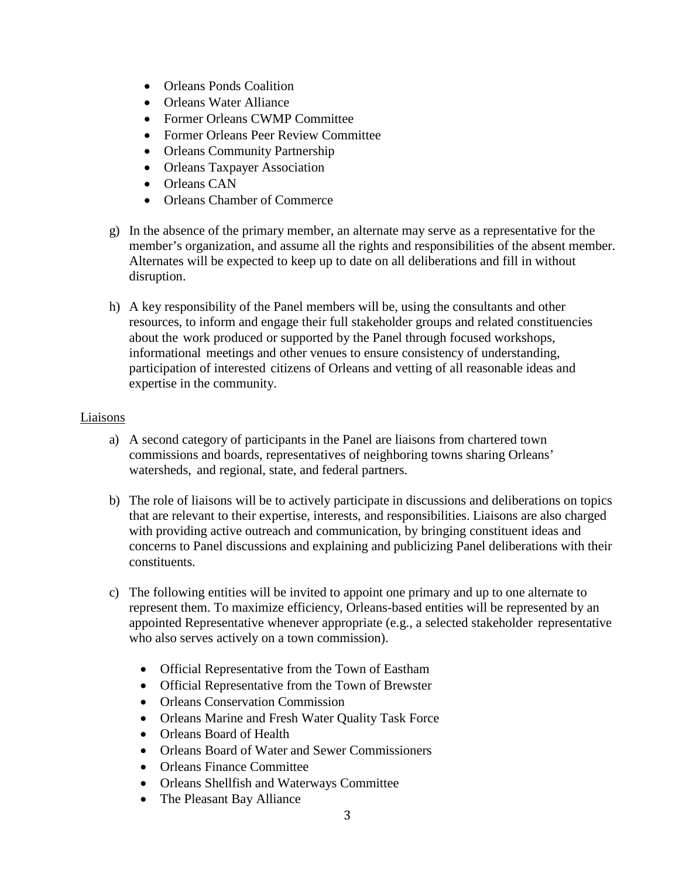- Orleans Ponds Coalition
- Orleans Water Alliance
- Former Orleans CWMP Committee
- Former Orleans Peer Review Committee
- Orleans Community Partnership
- Orleans Taxpayer Association
- Orleans CAN
- Orleans Chamber of Commerce

g) In the absence of the primary member, an alternate may serve as a representative for the member's organization, and assume all the rights and responsibilities of the absent member. Alternates will be expected to keep up to date on all deliberations and fill in without disruption.

h) A key responsibility of the Panel members will be, using the consultants and other resources, to inform and engage their full stakeholder groups and related constituencies about the work produced or supported by the Panel through focused workshops, informational meetings and other venues to ensure consistency of understanding, participation of interested citizens of Orleans and vetting of all reasonable ideas and expertise in the community.

Liaisons

a) A second category of participants in the Panel are liaisons from chartered town commissions and boards, representatives of neighboring towns sharing Orleans' watersheds, and regional, state, and federal partners.

b) The role of liaisons will be to actively participate in discussions and deliberations on topics that are relevant to their expertise, interests, and responsibilities. Liaisons are also charged with providing active outreach and communication, by bringing constituent ideas and concerns to Panel discussions and explaining and publicizing Panel deliberations with their constituents.

c) The following entities will be invited to appoint one primary and up to one alternate to represent them. To maximize efficiency, Orleans-based entities will be represented by an appointed Representative whenever appropriate (e.g., a selected stakeholder representative who also serves actively on a town commission).

- Official Representative from the Town of Eastham
- Official Representative from the Town of Brewster
- Orleans Conservation Commission
- Orleans Marine and Fresh Water Quality Task Force
- Orleans Board of Health
- Orleans Board of Water and Sewer Commissioners
- Orleans Finance Committee
- Orleans Shellfish and Waterways Committee
- The Pleasant Bay Alliance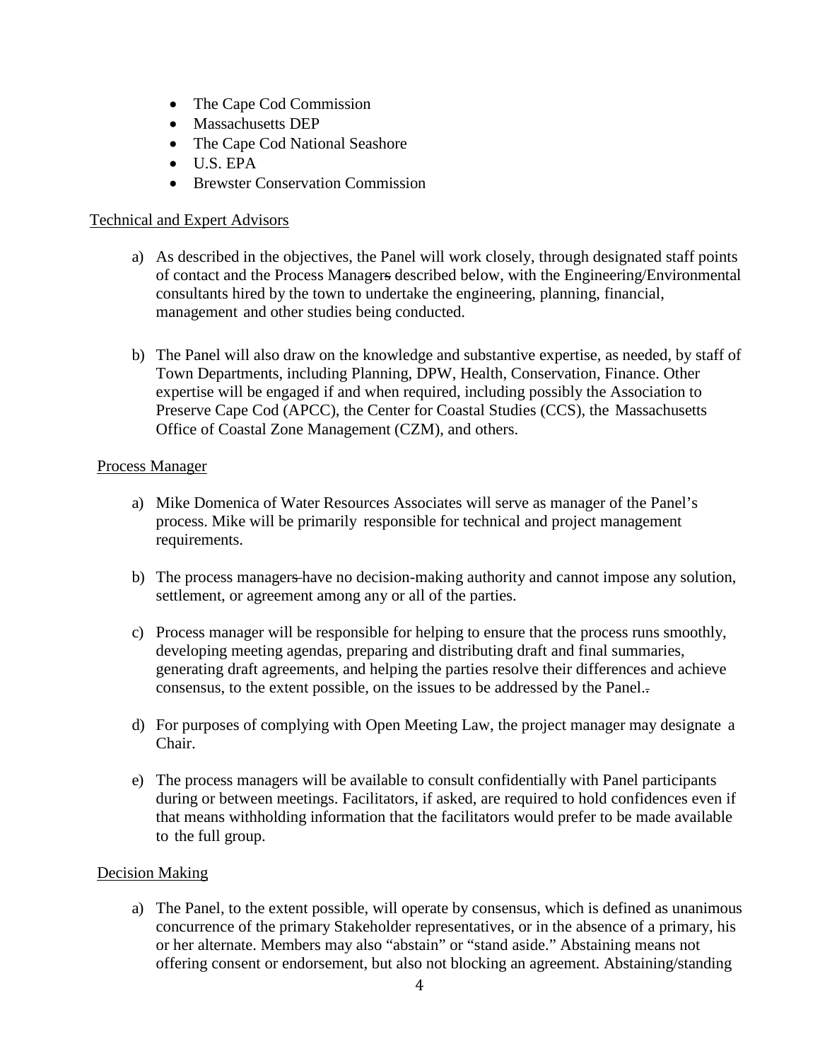- The Cape Cod Commission
- Massachusetts DEP
- The Cape Cod National Seashore
- U.S. EPA
- Brewster Conservation Commission

Technical and Expert Advisors

a) As described in the objectives, the Panel will work closely, through designated staff points of contact and the Process Managers described below, with the Engineering/Environmental consultants hired by the town to undertake the engineering, planning, financial, management and other studies being conducted.

b) The Panel will also draw on the knowledge and substantive expertise, as needed, by staff of Town Departments, including Planning, DPW, Health, Conservation, Finance. Other expertise will be engaged if and when required, including possibly the Association to Preserve Cape Cod (APCC), the Center for Coastal Studies (CCS), the Massachusetts Office of Coastal Zone Management (CZM), and others.

Process Manager

a) Mike Domenica of Water Resources Associates will serve as manager of the Panel's process. Mike will be primarily responsible for technical and project management requirements.

b) The process managers have no decision-making authority and cannot impose any solution, settlement, or agreement among any or all of the parties.

c) Process manager will be responsible for helping to ensure that the process runs smoothly, developing meeting agendas, preparing and distributing draft and final summaries, generating draft agreements, and helping the parties resolve their differences and achieve consensus, to the extent possible, on the issues to be addressed by the Panel.

d) For purposes of complying with Open Meeting Law, the project manager may designate a Chair.

e) The process managers will be available to consult confidentially with Panel participants during or between meetings. Facilitators, if asked, are required to hold confidences even if that means withholding information that the facilitators would prefer to be made available to the full group.

Decision Making

a) The Panel, to the extent possible, will operate by consensus, which is defined as unanimous concurrence of the primary Stakeholder representatives, or in the absence of a primary, his or her alternate. Members may also "abstain" or "stand aside." Abstaining means not offering consent or endorsement, but also not blocking an agreement. Abstaining/standing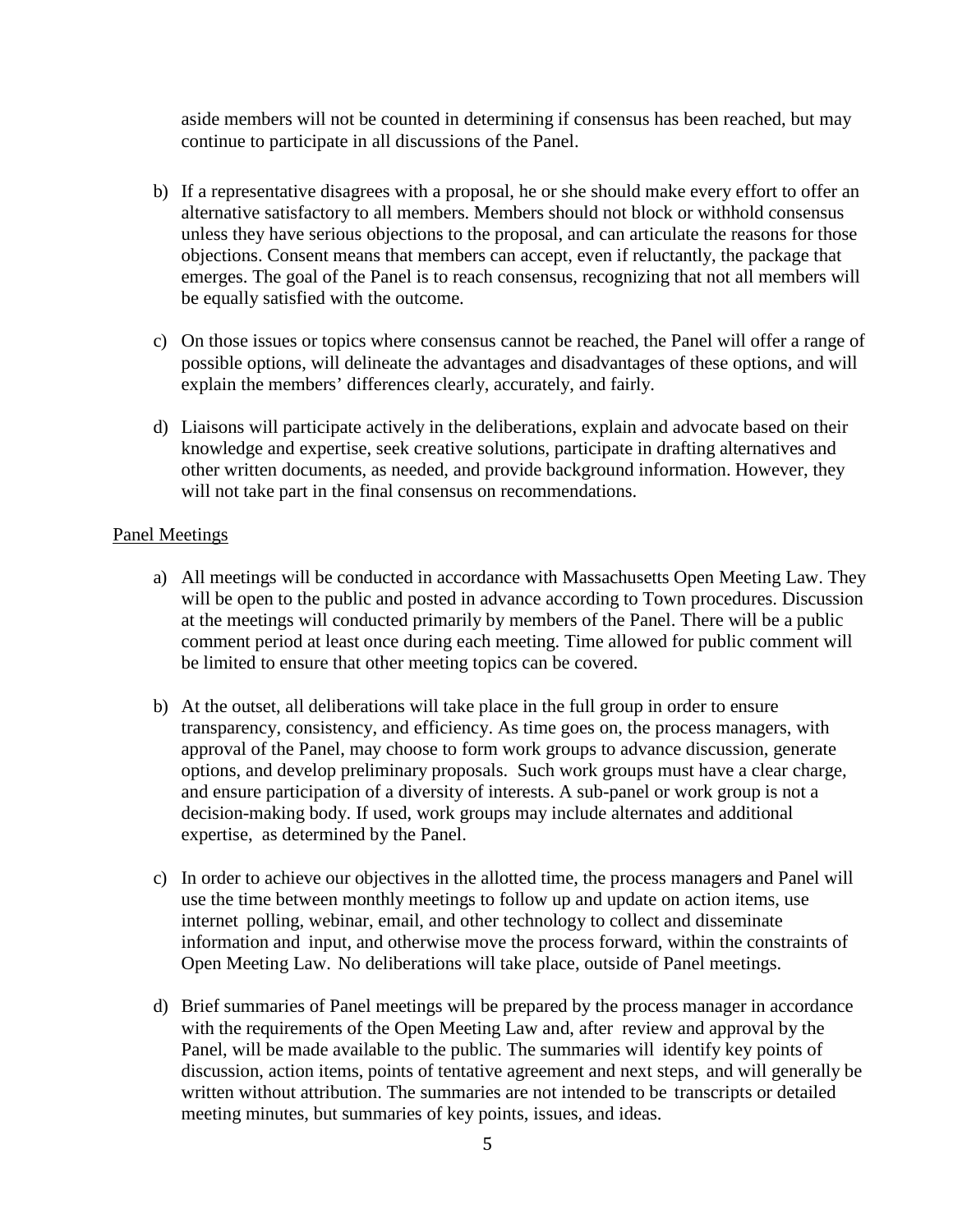aside members will not be counted in determining if consensus has been reached, but may continue to participate in all discussions of the Panel.

b) If a representative disagrees with a proposal, he or she should make every effort to offer an alternative satisfactory to all members. Members should not block or withhold consensus unless they have serious objections to the proposal, and can articulate the reasons for those objections. Consent means that members can accept, even if reluctantly, the package that emerges. The goal of the Panel is to reach consensus, recognizing that not all members will be equally satisfied with the outcome.

c) On those issues or topics where consensus cannot be reached, the Panel will offer a range of possible options, will delineate the advantages and disadvantages of these options, and will explain the members' differences clearly, accurately, and fairly.

d) Liaisons will participate actively in the deliberations, explain and advocate based on their knowledge and expertise, seek creative solutions, participate in drafting alternatives and other written documents, as needed, and provide background information. However, they will not take part in the final consensus on recommendations.

<u>Panel Meetings</u>

a) All meetings will be conducted in accordance with Massachusetts Open Meeting Law. They will be open to the public and posted in advance according to Town procedures. Discussion at the meetings will conducted primarily by members of the Panel. There will be a public comment period at least once during each meeting. Time allowed for public comment will be limited to ensure that other meeting topics can be covered.

b) At the outset, all deliberations will take place in the full group in order to ensure transparency, consistency, and efficiency. As time goes on, the process managers, with approval of the Panel, may choose to form work groups to advance discussion, generate options, and develop preliminary proposals. Such work groups must have a clear charge, and ensure participation of a diversity of interests. A sub-panel or work group is not a decision-making body. If used, work groups may include alternates and additional expertise, as determined by the Panel.

c) In order to achieve our objectives in the allotted time, the process managers and Panel will use the time between monthly meetings to follow up and update on action items, use internet polling, webinar, email, and other technology to collect and disseminate information and input, and otherwise move the process forward, within the constraints of Open Meeting Law. No deliberations will take place, outside of Panel meetings.

d) Brief summaries of Panel meetings will be prepared by the process manager in accordance with the requirements of the Open Meeting Law and, after review and approval by the Panel, will be made available to the public. The summaries will identify key points of discussion, action items, points of tentative agreement and next steps, and will generally be written without attribution. The summaries are not intended to be transcripts or detailed meeting minutes, but summaries of key points, issues, and ideas.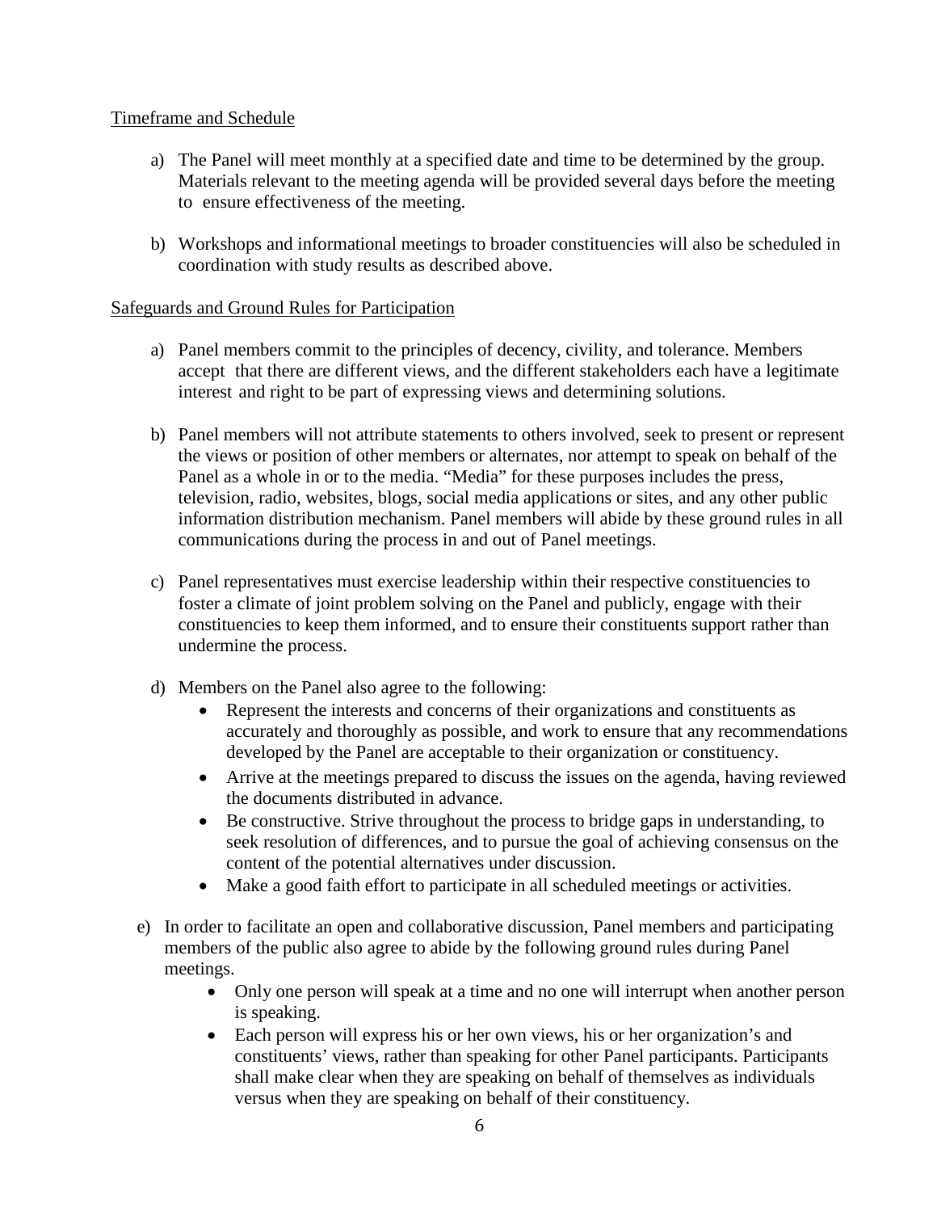Timeframe and Schedule

a) The Panel will meet monthly at a specified date and time to be determined by the group. Materials relevant to the meeting agenda will be provided several days before the meeting to ensure effectiveness of the meeting.

b) Workshops and informational meetings to broader constituencies will also be scheduled in coordination with study results as described above.

Safeguards and Ground Rules for Participation

a) Panel members commit to the principles of decency, civility, and tolerance. Members accept that there are different views, and the different stakeholders each have a legitimate interest and right to be part of expressing views and determining solutions.

b) Panel members will not attribute statements to others involved, seek to present or represent the views or position of other members or alternates, nor attempt to speak on behalf of the Panel as a whole in or to the media. "Media" for these purposes includes the press, television, radio, websites, blogs, social media applications or sites, and any other public information distribution mechanism. Panel members will abide by these ground rules in all communications during the process in and out of Panel meetings.

c) Panel representatives must exercise leadership within their respective constituencies to foster a climate of joint problem solving on the Panel and publicly, engage with their constituencies to keep them informed, and to ensure their constituents support rather than undermine the process.

d) Members on the Panel also agree to the following:
   - Represent the interests and concerns of their organizations and constituents as accurately and thoroughly as possible, and work to ensure that any recommendations developed by the Panel are acceptable to their organization or constituency.
   - Arrive at the meetings prepared to discuss the issues on the agenda, having reviewed the documents distributed in advance.
   - Be constructive. Strive throughout the process to bridge gaps in understanding, to seek resolution of differences, and to pursue the goal of achieving consensus on the content of the potential alternatives under discussion.
   - Make a good faith effort to participate in all scheduled meetings or activities.

e) In order to facilitate an open and collaborative discussion, Panel members and participating members of the public also agree to abide by the following ground rules during Panel meetings.
   - Only one person will speak at a time and no one will interrupt when another person is speaking.
   - Each person will express his or her own views, his or her organization's and constituents' views, rather than speaking for other Panel participants. Participants shall make clear when they are speaking on behalf of themselves as individuals versus when they are speaking on behalf of their constituency.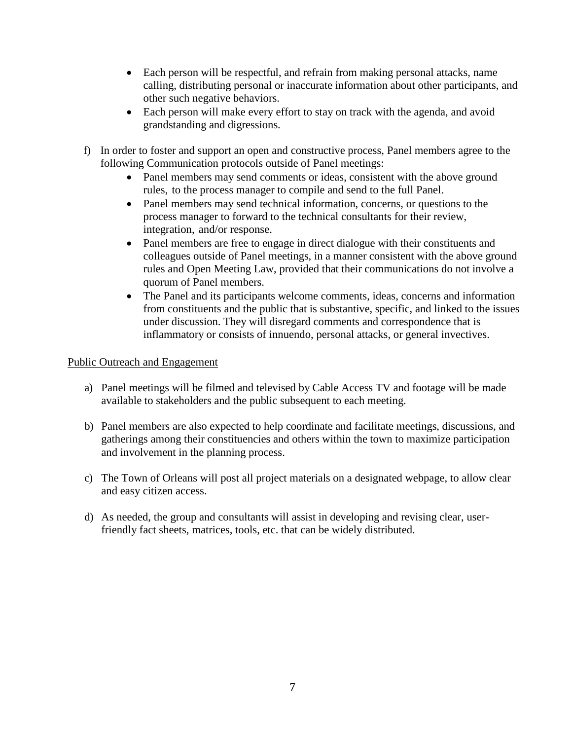- Each person will be respectful, and refrain from making personal attacks, name calling, distributing personal or inaccurate information about other participants, and other such negative behaviors.
- Each person will make every effort to stay on track with the agenda, and avoid grandstanding and digressions.

f) In order to foster and support an open and constructive process, Panel members agree to the following Communication protocols outside of Panel meetings:
   - Panel members may send comments or ideas, consistent with the above ground rules, to the process manager to compile and send to the full Panel.
   - Panel members may send technical information, concerns, or questions to the process manager to forward to the technical consultants for their review, integration, and/or response.
   - Panel members are free to engage in direct dialogue with their constituents and colleagues outside of Panel meetings, in a manner consistent with the above ground rules and Open Meeting Law, provided that their communications do not involve a quorum of Panel members.
   - The Panel and its participants welcome comments, ideas, concerns and information from constituents and the public that is substantive, specific, and linked to the issues under discussion. They will disregard comments and correspondence that is inflammatory or consists of innuendo, personal attacks, or general invectives.

<u>Public Outreach and Engagement</u>

a) Panel meetings will be filmed and televised by Cable Access TV and footage will be made available to stakeholders and the public subsequent to each meeting.

b) Panel members are also expected to help coordinate and facilitate meetings, discussions, and gatherings among their constituencies and others within the town to maximize participation and involvement in the planning process.

c) The Town of Orleans will post all project materials on a designated webpage, to allow clear and easy citizen access.

d) As needed, the group and consultants will assist in developing and revising clear, user-friendly fact sheets, matrices, tools, etc. that can be widely distributed.